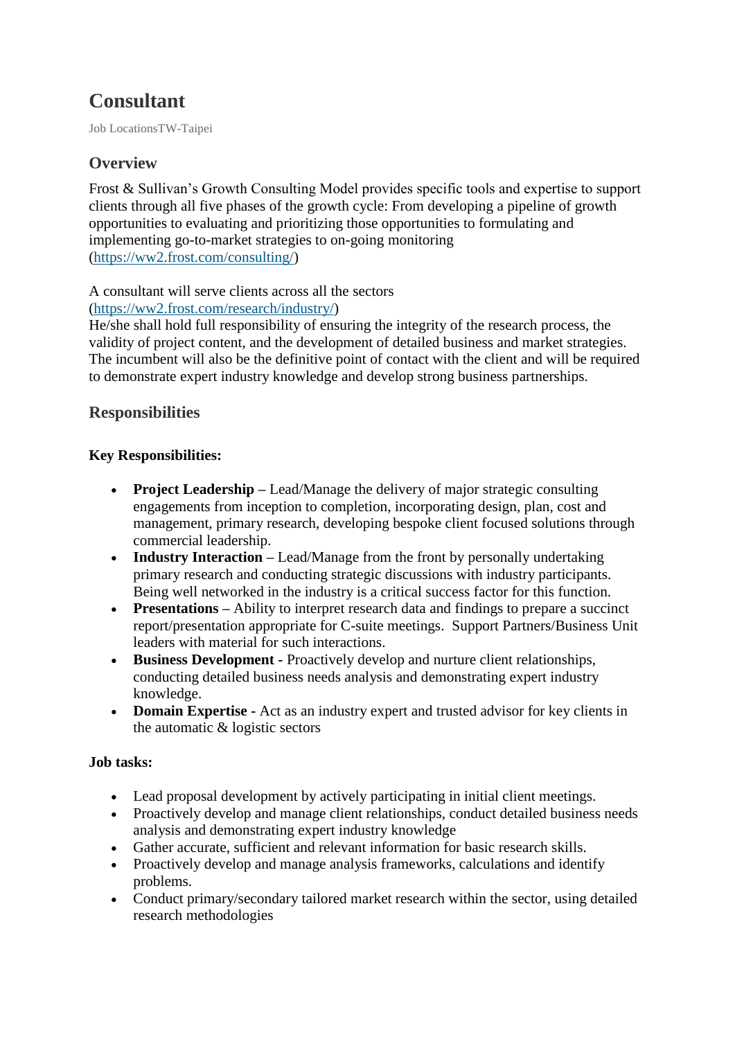# Consultant

Job LocationsTW-Taipei

## Overview

Frost & Sullivan's Growth Consulting Model provides specific tools and expertise to support clients through all five phases of the growth cycle: From developing a pipeline of growth opportunities to evaluating and prioritizing those opportunities to formulating and implementing go-to-market strategies to on-going monitoring (https://ww2.frost.com/consulting/)

A consultant will serve clients across all the sectors (https://ww2.frost.com/research/industry/)
He/she shall hold full responsibility of ensuring the integrity of the research process, the validity of project content, and the development of detailed business and market strategies. The incumbent will also be the definitive point of contact with the client and will be required to demonstrate expert industry knowledge and develop strong business partnerships.

## Responsibilities

**Key Responsibilities:**

- **Project Leadership –** Lead/Manage the delivery of major strategic consulting engagements from inception to completion, incorporating design, plan, cost and management, primary research, developing bespoke client focused solutions through commercial leadership.
- **Industry Interaction –** Lead/Manage from the front by personally undertaking primary research and conducting strategic discussions with industry participants. Being well networked in the industry is a critical success factor for this function.
- **Presentations –** Ability to interpret research data and findings to prepare a succinct report/presentation appropriate for C-suite meetings. Support Partners/Business Unit leaders with material for such interactions.
- **Business Development -** Proactively develop and nurture client relationships, conducting detailed business needs analysis and demonstrating expert industry knowledge.
- **Domain Expertise -** Act as an industry expert and trusted advisor for key clients in the automatic & logistic sectors

**Job tasks:**

- Lead proposal development by actively participating in initial client meetings.
- Proactively develop and manage client relationships, conduct detailed business needs analysis and demonstrating expert industry knowledge
- Gather accurate, sufficient and relevant information for basic research skills.
- Proactively develop and manage analysis frameworks, calculations and identify problems.
- Conduct primary/secondary tailored market research within the sector, using detailed research methodologies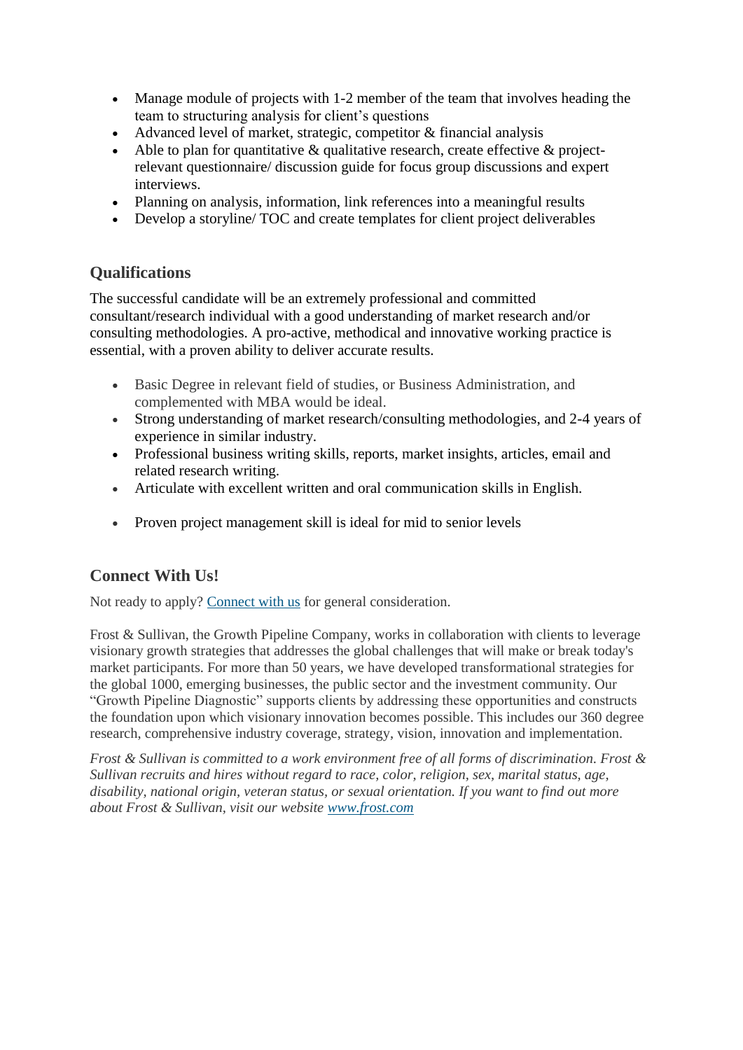- Manage module of projects with 1-2 member of the team that involves heading the team to structuring analysis for client's questions
- Advanced level of market, strategic, competitor & financial analysis
- Able to plan for quantitative & qualitative research, create effective & project-relevant questionnaire/ discussion guide for focus group discussions and expert interviews.
- Planning on analysis, information, link references into a meaningful results
- Develop a storyline/ TOC and create templates for client project deliverables

## Qualifications

The successful candidate will be an extremely professional and committed consultant/research individual with a good understanding of market research and/or consulting methodologies. A pro-active, methodical and innovative working practice is essential, with a proven ability to deliver accurate results.

- Basic Degree in relevant field of studies, or Business Administration, and complemented with MBA would be ideal.
- Strong understanding of market research/consulting methodologies, and 2-4 years of experience in similar industry.
- Professional business writing skills, reports, market insights, articles, email and related research writing.
- Articulate with excellent written and oral communication skills in English.
- Proven project management skill is ideal for mid to senior levels

## Connect With Us!

Not ready to apply? Connect with us for general consideration.

Frost & Sullivan, the Growth Pipeline Company, works in collaboration with clients to leverage visionary growth strategies that addresses the global challenges that will make or break today's market participants. For more than 50 years, we have developed transformational strategies for the global 1000, emerging businesses, the public sector and the investment community. Our "Growth Pipeline Diagnostic" supports clients by addressing these opportunities and constructs the foundation upon which visionary innovation becomes possible. This includes our 360 degree research, comprehensive industry coverage, strategy, vision, innovation and implementation.

*Frost & Sullivan is committed to a work environment free of all forms of discrimination. Frost & Sullivan recruits and hires without regard to race, color, religion, sex, marital status, age, disability, national origin, veteran status, or sexual orientation. If you want to find out more about Frost & Sullivan, visit our website www.frost.com*